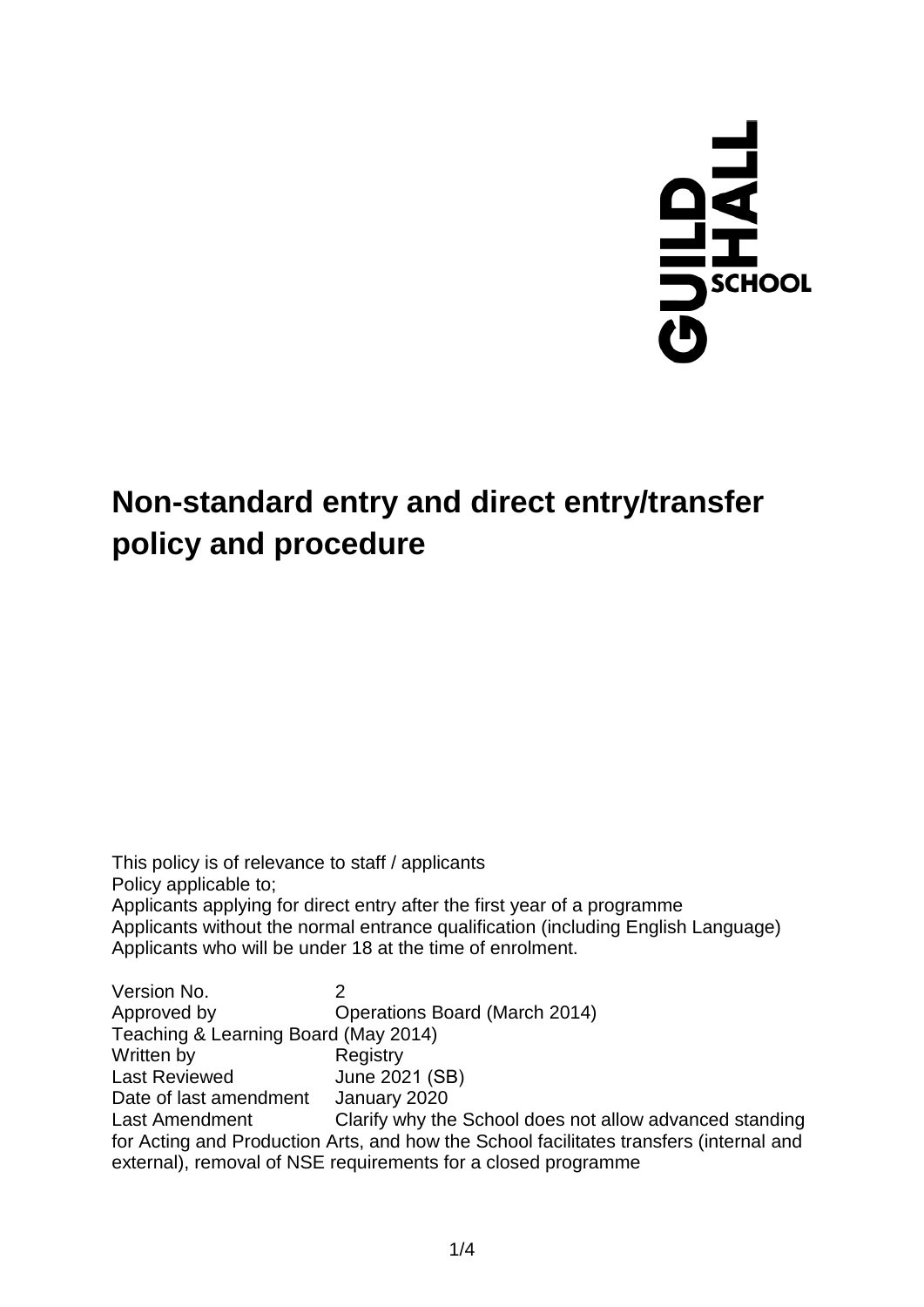# Non-standard entry and direct entry/transfer policy and procedure

This policy is of relevance to staff / applicants
Policy applicable to;
Applicants applying for direct entry after the first year of a programme
Applicants without the normal entrance qualification (including English Language)
Applicants who will be under 18 at the time of enrolment.

Version No. 2
Approved by Operations Board (March 2014)
Teaching & Learning Board (May 2014)
Written by Registry
Last Reviewed June 2021 (SB)
Date of last amendment January 2020
Last Amendment Clarify why the School does not allow advanced standing for Acting and Production Arts, and how the School facilitates transfers (internal and external), removal of NSE requirements for a closed programme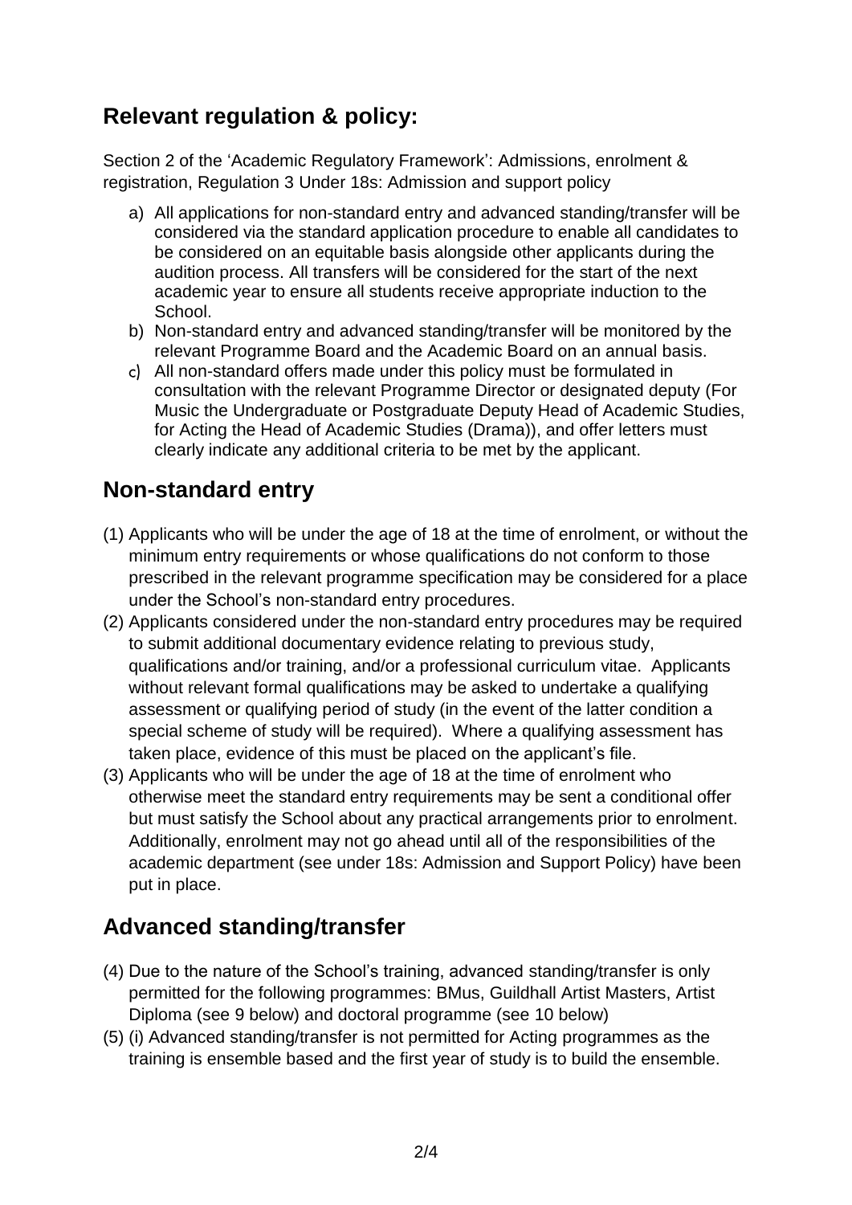## Relevant regulation & policy:

Section 2 of the 'Academic Regulatory Framework': Admissions, enrolment & registration, Regulation 3 Under 18s: Admission and support policy

a) All applications for non-standard entry and advanced standing/transfer will be considered via the standard application procedure to enable all candidates to be considered on an equitable basis alongside other applicants during the audition process. All transfers will be considered for the start of the next academic year to ensure all students receive appropriate induction to the School.
b) Non-standard entry and advanced standing/transfer will be monitored by the relevant Programme Board and the Academic Board on an annual basis.
c) All non-standard offers made under this policy must be formulated in consultation with the relevant Programme Director or designated deputy (For Music the Undergraduate or Postgraduate Deputy Head of Academic Studies, for Acting the Head of Academic Studies (Drama)), and offer letters must clearly indicate any additional criteria to be met by the applicant.

## Non-standard entry

(1) Applicants who will be under the age of 18 at the time of enrolment, or without the minimum entry requirements or whose qualifications do not conform to those prescribed in the relevant programme specification may be considered for a place under the School's non-standard entry procedures.

(2) Applicants considered under the non-standard entry procedures may be required to submit additional documentary evidence relating to previous study, qualifications and/or training, and/or a professional curriculum vitae. Applicants without relevant formal qualifications may be asked to undertake a qualifying assessment or qualifying period of study (in the event of the latter condition a special scheme of study will be required). Where a qualifying assessment has taken place, evidence of this must be placed on the applicant's file.

(3) Applicants who will be under the age of 18 at the time of enrolment who otherwise meet the standard entry requirements may be sent a conditional offer but must satisfy the School about any practical arrangements prior to enrolment. Additionally, enrolment may not go ahead until all of the responsibilities of the academic department (see under 18s: Admission and Support Policy) have been put in place.

## Advanced standing/transfer

(4) Due to the nature of the School's training, advanced standing/transfer is only permitted for the following programmes: BMus, Guildhall Artist Masters, Artist Diploma (see 9 below) and doctoral programme (see 10 below)

(5) (i) Advanced standing/transfer is not permitted for Acting programmes as the training is ensemble based and the first year of study is to build the ensemble.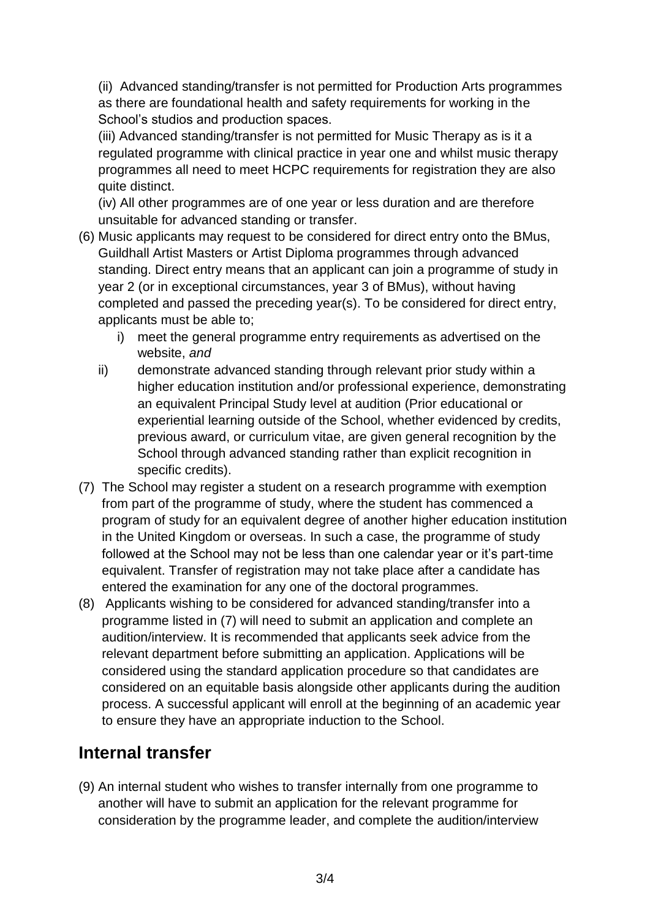(ii) Advanced standing/transfer is not permitted for Production Arts programmes as there are foundational health and safety requirements for working in the School's studios and production spaces.
(iii) Advanced standing/transfer is not permitted for Music Therapy as is it a regulated programme with clinical practice in year one and whilst music therapy programmes all need to meet HCPC requirements for registration they are also quite distinct.
(iv) All other programmes are of one year or less duration and are therefore unsuitable for advanced standing or transfer.

(6) Music applicants may request to be considered for direct entry onto the BMus, Guildhall Artist Masters or Artist Diploma programmes through advanced standing. Direct entry means that an applicant can join a programme of study in year 2 (or in exceptional circumstances, year 3 of BMus), without having completed and passed the preceding year(s). To be considered for direct entry, applicants must be able to;

   i) meet the general programme entry requirements as advertised on the website, *and*
   ii) demonstrate advanced standing through relevant prior study within a higher education institution and/or professional experience, demonstrating an equivalent Principal Study level at audition (Prior educational or experiential learning outside of the School, whether evidenced by credits, previous award, or curriculum vitae, are given general recognition by the School through advanced standing rather than explicit recognition in specific credits).

(7) The School may register a student on a research programme with exemption from part of the programme of study, where the student has commenced a program of study for an equivalent degree of another higher education institution in the United Kingdom or overseas. In such a case, the programme of study followed at the School may not be less than one calendar year or it's part-time equivalent. Transfer of registration may not take place after a candidate has entered the examination for any one of the doctoral programmes.

(8) Applicants wishing to be considered for advanced standing/transfer into a programme listed in (7) will need to submit an application and complete an audition/interview. It is recommended that applicants seek advice from the relevant department before submitting an application. Applications will be considered using the standard application procedure so that candidates are considered on an equitable basis alongside other applicants during the audition process. A successful applicant will enroll at the beginning of an academic year to ensure they have an appropriate induction to the School.

## Internal transfer

(9) An internal student who wishes to transfer internally from one programme to another will have to submit an application for the relevant programme for consideration by the programme leader, and complete the audition/interview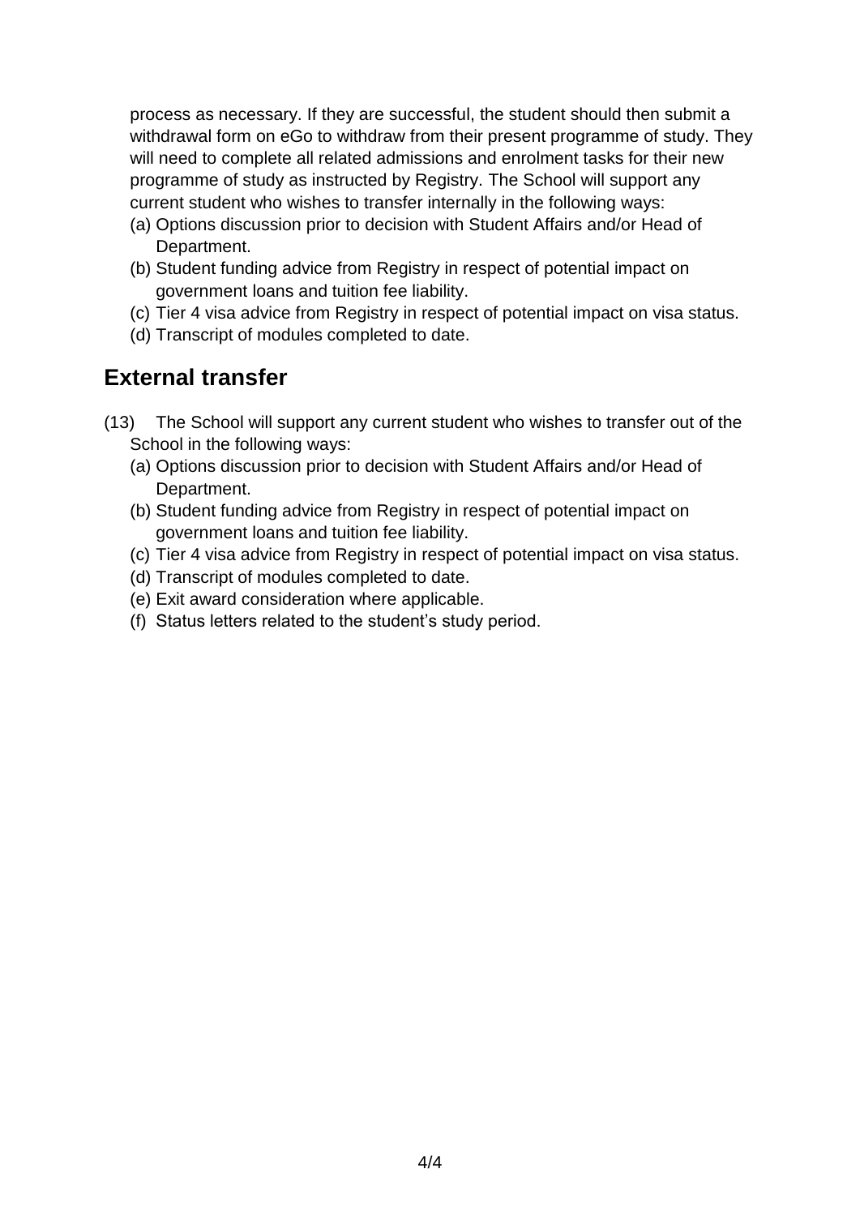process as necessary. If they are successful, the student should then submit a withdrawal form on eGo to withdraw from their present programme of study. They will need to complete all related admissions and enrolment tasks for their new programme of study as instructed by Registry. The School will support any current student who wishes to transfer internally in the following ways:

(a) Options discussion prior to decision with Student Affairs and/or Head of Department.
(b) Student funding advice from Registry in respect of potential impact on government loans and tuition fee liability.
(c) Tier 4 visa advice from Registry in respect of potential impact on visa status.
(d) Transcript of modules completed to date.

## External transfer

(13) The School will support any current student who wishes to transfer out of the School in the following ways:

(a) Options discussion prior to decision with Student Affairs and/or Head of Department.
(b) Student funding advice from Registry in respect of potential impact on government loans and tuition fee liability.
(c) Tier 4 visa advice from Registry in respect of potential impact on visa status.
(d) Transcript of modules completed to date.
(e) Exit award consideration where applicable.
(f) Status letters related to the student's study period.